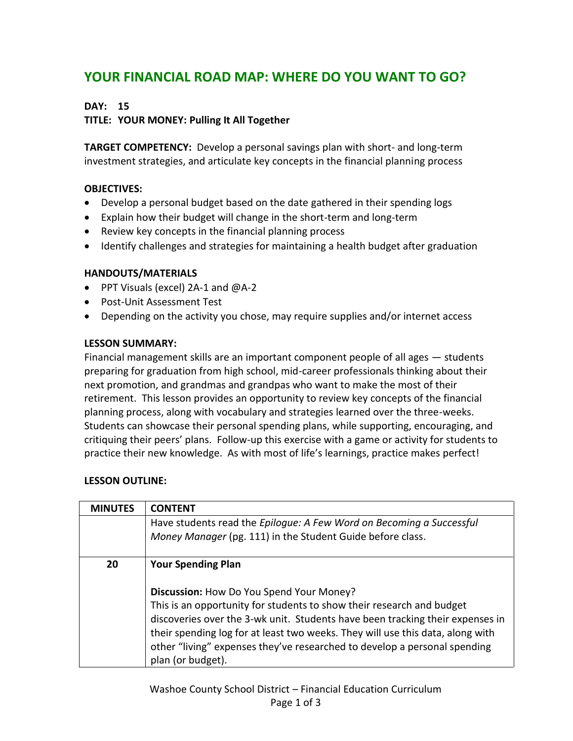# YOUR FINANCIAL ROAD MAP: WHERE DO YOU WANT TO GO?

**DAY: 15**
**TITLE: YOUR MONEY: Pulling It All Together**

**TARGET COMPETENCY:** Develop a personal savings plan with short- and long-term investment strategies, and articulate key concepts in the financial planning process

**OBJECTIVES:**

- Develop a personal budget based on the date gathered in their spending logs
- Explain how their budget will change in the short-term and long-term
- Review key concepts in the financial planning process
- Identify challenges and strategies for maintaining a health budget after graduation

**HANDOUTS/MATERIALS**

- PPT Visuals (excel) 2A-1 and @A-2
- Post-Unit Assessment Test
- Depending on the activity you chose, may require supplies and/or internet access

**LESSON SUMMARY:**
Financial management skills are an important component people of all ages — students preparing for graduation from high school, mid-career professionals thinking about their next promotion, and grandmas and grandpas who want to make the most of their retirement. This lesson provides an opportunity to review key concepts of the financial planning process, along with vocabulary and strategies learned over the three-weeks. Students can showcase their personal spending plans, while supporting, encouraging, and critiquing their peers' plans. Follow-up this exercise with a game or activity for students to practice their new knowledge. As with most of life's learnings, practice makes perfect!

**LESSON OUTLINE:**

| MINUTES | CONTENT |
|---|---|
| | Have students read the *Epilogue: A Few Word on Becoming a Successful Money Manager* (pg. 111) in the Student Guide before class. |
| 20 | **Your Spending Plan**<br><br>**Discussion:** How Do You Spend Your Money?<br>This is an opportunity for students to show their research and budget discoveries over the 3-wk unit. Students have been tracking their expenses in their spending log for at least two weeks. They will use this data, along with other "living" expenses they've researched to develop a personal spending plan (or budget). |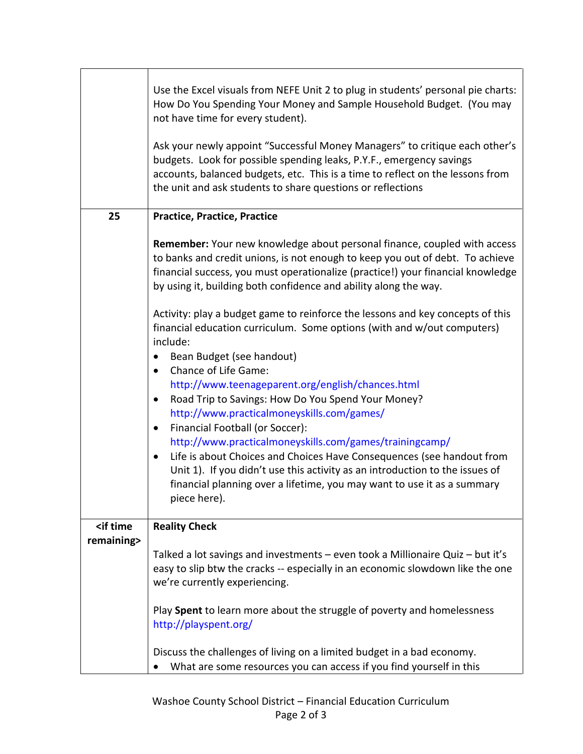| | |
|---|---|
| | Use the Excel visuals from NEFE Unit 2 to plug in students' personal pie charts: How Do You Spending Your Money and Sample Household Budget. (You may not have time for every student).<br><br>Ask your newly appoint "Successful Money Managers" to critique each other's budgets. Look for possible spending leaks, P.Y.F., emergency savings accounts, balanced budgets, etc. This is a time to reflect on the lessons from the unit and ask students to share questions or reflections |
| **25** | **Practice, Practice, Practice**<br><br>**Remember:** Your new knowledge about personal finance, coupled with access to banks and credit unions, is not enough to keep you out of debt. To achieve financial success, you must operationalize (practice!) your financial knowledge by using it, building both confidence and ability along the way.<br><br>Activity: play a budget game to reinforce the lessons and key concepts of this financial education curriculum. Some options (with and w/out computers) include:<br>• Bean Budget (see handout)<br>• Chance of Life Game: http://www.teenageparent.org/english/chances.html<br>• Road Trip to Savings: How Do You Spend Your Money? http://www.practicalmoneyskills.com/games/<br>• Financial Football (or Soccer): http://www.practicalmoneyskills.com/games/trainingcamp/<br>• Life is about Choices and Choices Have Consequences (see handout from Unit 1). If you didn't use this activity as an introduction to the issues of financial planning over a lifetime, you may want to use it as a summary piece here). |
| **<if time remaining>** | **Reality Check**<br><br>Talked a lot savings and investments – even took a Millionaire Quiz – but it's easy to slip btw the cracks -- especially in an economic slowdown like the one we're currently experiencing.<br><br>Play **Spent** to learn more about the struggle of poverty and homelessness http://playspent.org/<br><br>Discuss the challenges of living on a limited budget in a bad economy.<br>• What are some resources you can access if you find yourself in this |

Washoe County School District – Financial Education Curriculum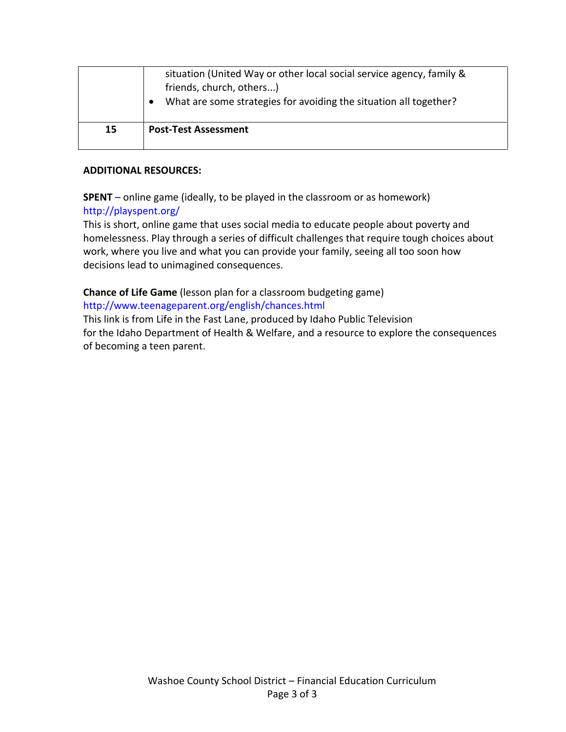| | |
|---|---|
| | situation (United Way or other local social service agency, family & friends, church, others...)<br>• What are some strategies for avoiding the situation all together? |
| 15 | **Post-Test Assessment** |

**ADDITIONAL RESOURCES:**

**SPENT** – online game (ideally, to be played in the classroom or as homework)
http://playspent.org/
This is short, online game that uses social media to educate people about poverty and homelessness. Play through a series of difficult challenges that require tough choices about work, where you live and what you can provide your family, seeing all too soon how decisions lead to unimagined consequences.

**Chance of Life Game** (lesson plan for a classroom budgeting game)
http://www.teenageparent.org/english/chances.html
This link is from Life in the Fast Lane, produced by Idaho Public Television for the Idaho Department of Health & Welfare, and a resource to explore the consequences of becoming a teen parent.